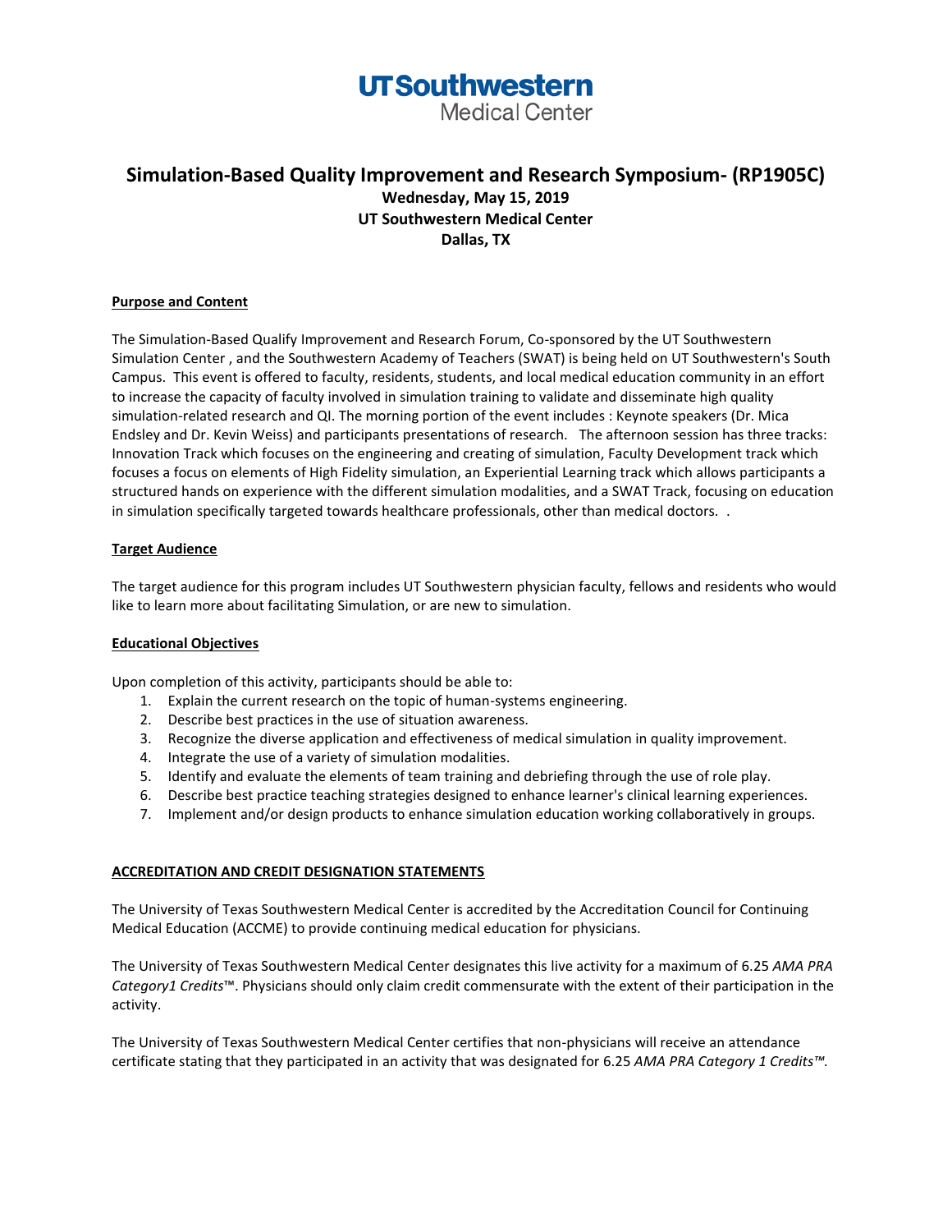UTSouthwestern
Medical Center

# Simulation-Based Quality Improvement and Research Symposium- (RP1905C)

**Wednesday, May 15, 2019**
**UT Southwestern Medical Center**
**Dallas, TX**

## Purpose and Content

The Simulation-Based Qualify Improvement and Research Forum, Co-sponsored by the UT Southwestern Simulation Center , and the Southwestern Academy of Teachers (SWAT) is being held on UT Southwestern's South Campus. This event is offered to faculty, residents, students, and local medical education community in an effort to increase the capacity of faculty involved in simulation training to validate and disseminate high quality simulation-related research and QI. The morning portion of the event includes : Keynote speakers (Dr. Mica Endsley and Dr. Kevin Weiss) and participants presentations of research. The afternoon session has three tracks: Innovation Track which focuses on the engineering and creating of simulation, Faculty Development track which focuses a focus on elements of High Fidelity simulation, an Experiential Learning track which allows participants a structured hands on experience with the different simulation modalities, and a SWAT Track, focusing on education in simulation specifically targeted towards healthcare professionals, other than medical doctors. .

## Target Audience

The target audience for this program includes UT Southwestern physician faculty, fellows and residents who would like to learn more about facilitating Simulation, or are new to simulation.

## Educational Objectives

Upon completion of this activity, participants should be able to:

1. Explain the current research on the topic of human-systems engineering.
2. Describe best practices in the use of situation awareness.
3. Recognize the diverse application and effectiveness of medical simulation in quality improvement.
4. Integrate the use of a variety of simulation modalities.
5. Identify and evaluate the elements of team training and debriefing through the use of role play.
6. Describe best practice teaching strategies designed to enhance learner's clinical learning experiences.
7. Implement and/or design products to enhance simulation education working collaboratively in groups.

## ACCREDITATION AND CREDIT DESIGNATION STATEMENTS

The University of Texas Southwestern Medical Center is accredited by the Accreditation Council for Continuing Medical Education (ACCME) to provide continuing medical education for physicians.

The University of Texas Southwestern Medical Center designates this live activity for a maximum of 6.25 *AMA PRA Category1 Credits*™. Physicians should only claim credit commensurate with the extent of their participation in the activity.

The University of Texas Southwestern Medical Center certifies that non-physicians will receive an attendance certificate stating that they participated in an activity that was designated for 6.25 *AMA PRA Category 1 Credits™.*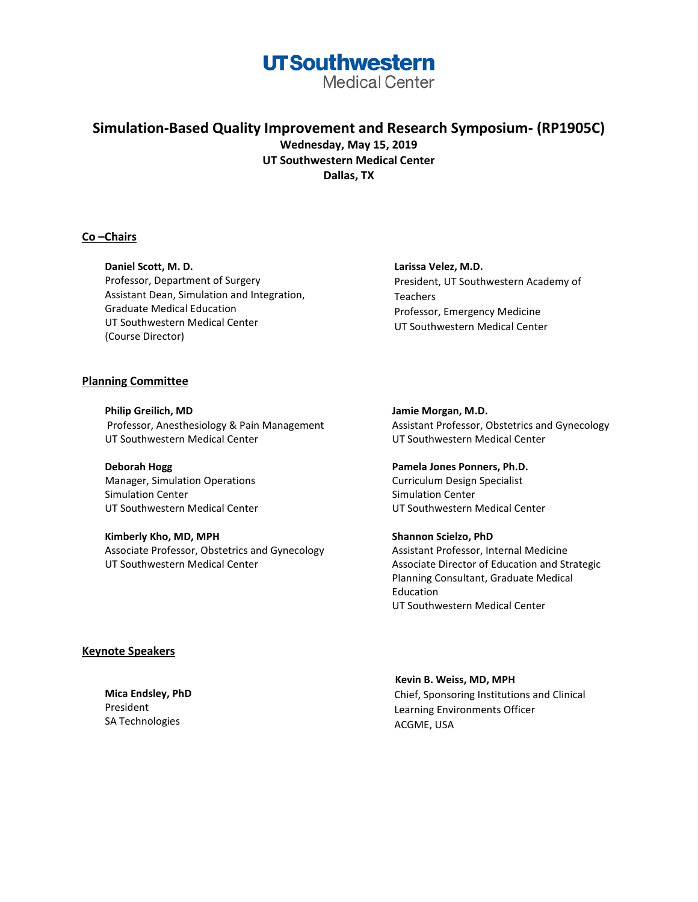UTSouthwestern
Medical Center

# Simulation-Based Quality Improvement and Research Symposium- (RP1905C)

**Wednesday, May 15, 2019**
**UT Southwestern Medical Center**
**Dallas, TX**

## Co –Chairs

**Daniel Scott, M. D.**
Professor, Department of Surgery
Assistant Dean, Simulation and Integration, Graduate Medical Education
UT Southwestern Medical Center
(Course Director)

**Larissa Velez, M.D.**
President, UT Southwestern Academy of Teachers
Professor, Emergency Medicine
UT Southwestern Medical Center

## Planning Committee

**Philip Greilich, MD**
Professor, Anesthesiology & Pain Management
UT Southwestern Medical Center

**Jamie Morgan, M.D.**
Assistant Professor, Obstetrics and Gynecology
UT Southwestern Medical Center

**Deborah Hogg**
Manager, Simulation Operations
Simulation Center
UT Southwestern Medical Center

**Pamela Jones Ponners, Ph.D.**
Curriculum Design Specialist
Simulation Center
UT Southwestern Medical Center

**Kimberly Kho, MD, MPH**
Associate Professor, Obstetrics and Gynecology
UT Southwestern Medical Center

**Shannon Scielzo, PhD**
Assistant Professor, Internal Medicine
Associate Director of Education and Strategic Planning Consultant, Graduate Medical Education
UT Southwestern Medical Center

## Keynote Speakers

**Mica Endsley, PhD**
President
SA Technologies

**Kevin B. Weiss, MD, MPH**
Chief, Sponsoring Institutions and Clinical Learning Environments Officer
ACGME, USA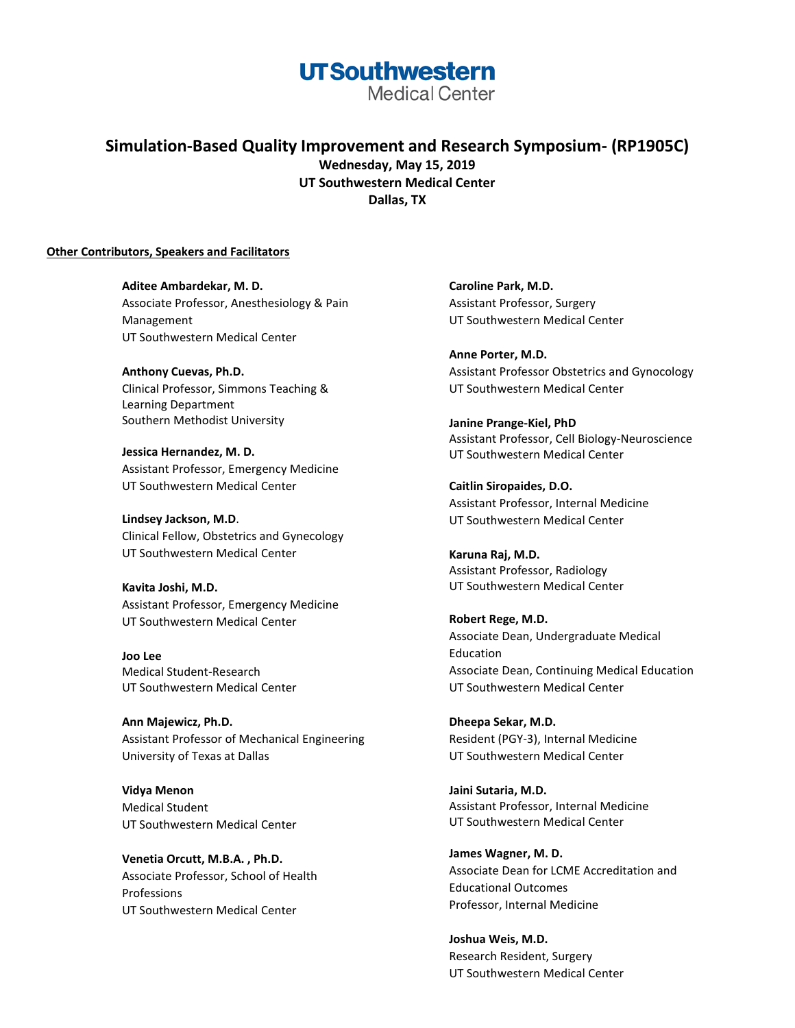**UTSouthwestern**
Medical Center

# Simulation-Based Quality Improvement and Research Symposium- (RP1905C)

**Wednesday, May 15, 2019**
**UT Southwestern Medical Center**
**Dallas, TX**

## Other Contributors, Speakers and Facilitators

**Aditee Ambardekar, M. D.**
Associate Professor, Anesthesiology & Pain Management
UT Southwestern Medical Center

**Anthony Cuevas, Ph.D.**
Clinical Professor, Simmons Teaching & Learning Department
Southern Methodist University

**Jessica Hernandez, M. D.**
Assistant Professor, Emergency Medicine
UT Southwestern Medical Center

**Lindsey Jackson, M.D**.
Clinical Fellow, Obstetrics and Gynecology
UT Southwestern Medical Center

**Kavita Joshi, M.D.**
Assistant Professor, Emergency Medicine
UT Southwestern Medical Center

**Joo Lee**
Medical Student-Research
UT Southwestern Medical Center

**Ann Majewicz, Ph.D.**
Assistant Professor of Mechanical Engineering
University of Texas at Dallas

**Vidya Menon**
Medical Student
UT Southwestern Medical Center

**Venetia Orcutt, M.B.A. , Ph.D.**
Associate Professor, School of Health Professions
UT Southwestern Medical Center

**Caroline Park, M.D.**
Assistant Professor, Surgery
UT Southwestern Medical Center

**Anne Porter, M.D.**
Assistant Professor Obstetrics and Gynocology
UT Southwestern Medical Center

**Janine Prange-Kiel, PhD**
Assistant Professor, Cell Biology-Neuroscience
UT Southwestern Medical Center

**Caitlin Siropaides, D.O.**
Assistant Professor, Internal Medicine
UT Southwestern Medical Center

**Karuna Raj, M.D.**
Assistant Professor, Radiology
UT Southwestern Medical Center

**Robert Rege, M.D.**
Associate Dean, Undergraduate Medical Education
Associate Dean, Continuing Medical Education
UT Southwestern Medical Center

**Dheepa Sekar, M.D.**
Resident (PGY-3), Internal Medicine
UT Southwestern Medical Center

**Jaini Sutaria, M.D.**
Assistant Professor, Internal Medicine
UT Southwestern Medical Center

**James Wagner, M. D.**
Associate Dean for LCME Accreditation and Educational Outcomes
Professor, Internal Medicine

**Joshua Weis, M.D.**
Research Resident, Surgery
UT Southwestern Medical Center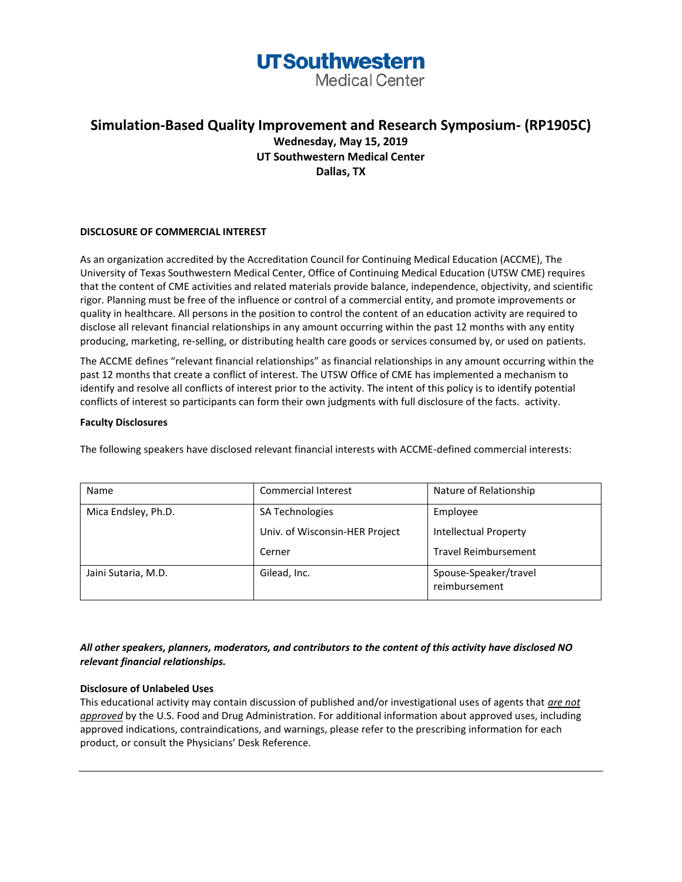UTSouthwestern
Medical Center

# Simulation-Based Quality Improvement and Research Symposium- (RP1905C)

**Wednesday, May 15, 2019**
**UT Southwestern Medical Center**
**Dallas, TX**

**DISCLOSURE OF COMMERCIAL INTEREST**

As an organization accredited by the Accreditation Council for Continuing Medical Education (ACCME), The University of Texas Southwestern Medical Center, Office of Continuing Medical Education (UTSW CME) requires that the content of CME activities and related materials provide balance, independence, objectivity, and scientific rigor. Planning must be free of the influence or control of a commercial entity, and promote improvements or quality in healthcare. All persons in the position to control the content of an education activity are required to disclose all relevant financial relationships in any amount occurring within the past 12 months with any entity producing, marketing, re-selling, or distributing health care goods or services consumed by, or used on patients.

The ACCME defines "relevant financial relationships" as financial relationships in any amount occurring within the past 12 months that create a conflict of interest. The UTSW Office of CME has implemented a mechanism to identify and resolve all conflicts of interest prior to the activity. The intent of this policy is to identify potential conflicts of interest so participants can form their own judgments with full disclosure of the facts. activity.

**Faculty Disclosures**

The following speakers have disclosed relevant financial interests with ACCME-defined commercial interests:

| Name | Commercial Interest | Nature of Relationship |
|---|---|---|
| Mica Endsley, Ph.D. | SA Technologies<br>Univ. of Wisconsin-HER Project<br>Cerner | Employee<br>Intellectual Property<br>Travel Reimbursement |
| Jaini Sutaria, M.D. | Gilead, Inc. | Spouse-Speaker/travel reimbursement |

***All other speakers, planners, moderators, and contributors to the content of this activity have disclosed NO relevant financial relationships.***

**Disclosure of Unlabeled Uses**

This educational activity may contain discussion of published and/or investigational uses of agents that ***are not approved*** by the U.S. Food and Drug Administration. For additional information about approved uses, including approved indications, contraindications, and warnings, please refer to the prescribing information for each product, or consult the Physicians' Desk Reference.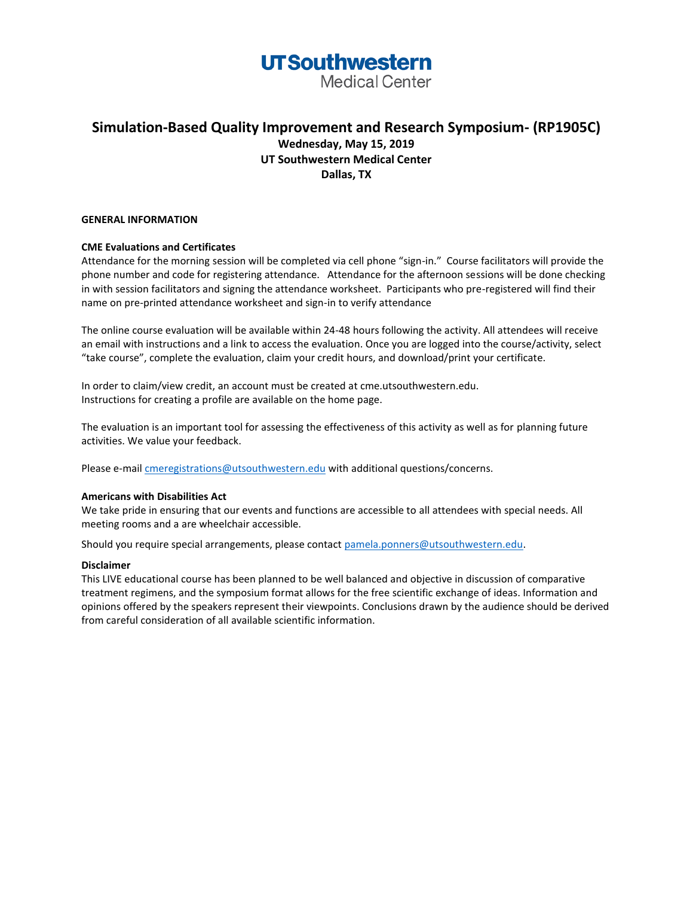UTSouthwestern
Medical Center

# Simulation-Based Quality Improvement and Research Symposium- (RP1905C)

**Wednesday, May 15, 2019**
**UT Southwestern Medical Center**
**Dallas, TX**

## GENERAL INFORMATION

### CME Evaluations and Certificates

Attendance for the morning session will be completed via cell phone "sign-in." Course facilitators will provide the phone number and code for registering attendance. Attendance for the afternoon sessions will be done checking in with session facilitators and signing the attendance worksheet. Participants who pre-registered will find their name on pre-printed attendance worksheet and sign-in to verify attendance

The online course evaluation will be available within 24-48 hours following the activity. All attendees will receive an email with instructions and a link to access the evaluation. Once you are logged into the course/activity, select "take course", complete the evaluation, claim your credit hours, and download/print your certificate.

In order to claim/view credit, an account must be created at cme.utsouthwestern.edu.
Instructions for creating a profile are available on the home page.

The evaluation is an important tool for assessing the effectiveness of this activity as well as for planning future activities. We value your feedback.

Please e-mail cmeregistrations@utsouthwestern.edu with additional questions/concerns.

### Americans with Disabilities Act

We take pride in ensuring that our events and functions are accessible to all attendees with special needs. All meeting rooms and a are wheelchair accessible.

Should you require special arrangements, please contact pamela.ponners@utsouthwestern.edu.

### Disclaimer

This LIVE educational course has been planned to be well balanced and objective in discussion of comparative treatment regimens, and the symposium format allows for the free scientific exchange of ideas. Information and opinions offered by the speakers represent their viewpoints. Conclusions drawn by the audience should be derived from careful consideration of all available scientific information.